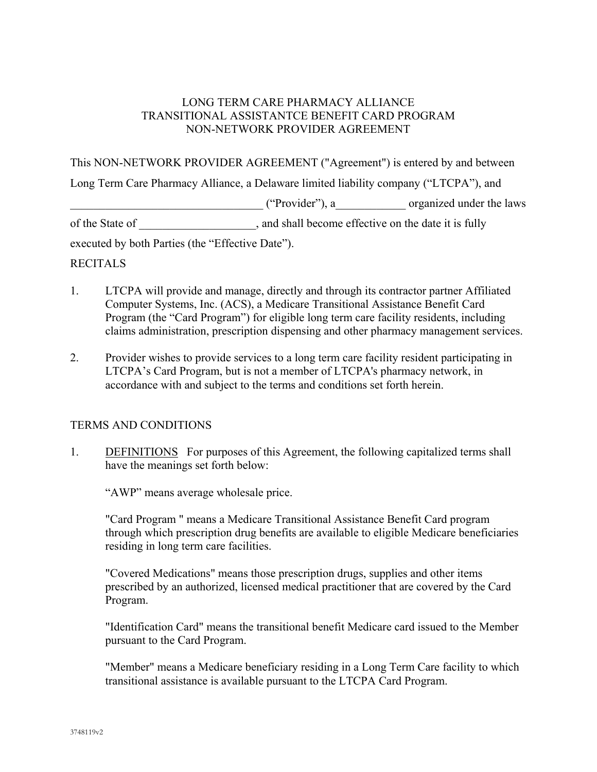# LONG TERM CARE PHARMACY ALLIANCE
# TRANSITIONAL ASSISTANTCE BENEFIT CARD PROGRAM
# NON-NETWORK PROVIDER AGREEMENT

This NON-NETWORK PROVIDER AGREEMENT ("Agreement") is entered by and between Long Term Care Pharmacy Alliance, a Delaware limited liability company ("LTCPA"), and _________________________________ ("Provider"), a____________ organized under the laws of the State of ___________________, and shall become effective on the date it is fully executed by both Parties (the "Effective Date").

RECITALS

1. LTCPA will provide and manage, directly and through its contractor partner Affiliated Computer Systems, Inc. (ACS), a Medicare Transitional Assistance Benefit Card Program (the "Card Program") for eligible long term care facility residents, including claims administration, prescription dispensing and other pharmacy management services.

2. Provider wishes to provide services to a long term care facility resident participating in LTCPA's Card Program, but is not a member of LTCPA's pharmacy network, in accordance with and subject to the terms and conditions set forth herein.

TERMS AND CONDITIONS

1. DEFINITIONS For purposes of this Agreement, the following capitalized terms shall have the meanings set forth below:

   "AWP" means average wholesale price.

   "Card Program " means a Medicare Transitional Assistance Benefit Card program through which prescription drug benefits are available to eligible Medicare beneficiaries residing in long term care facilities.

   "Covered Medications" means those prescription drugs, supplies and other items prescribed by an authorized, licensed medical practitioner that are covered by the Card Program.

   "Identification Card" means the transitional benefit Medicare card issued to the Member pursuant to the Card Program.

   "Member" means a Medicare beneficiary residing in a Long Term Care facility to which transitional assistance is available pursuant to the LTCPA Card Program.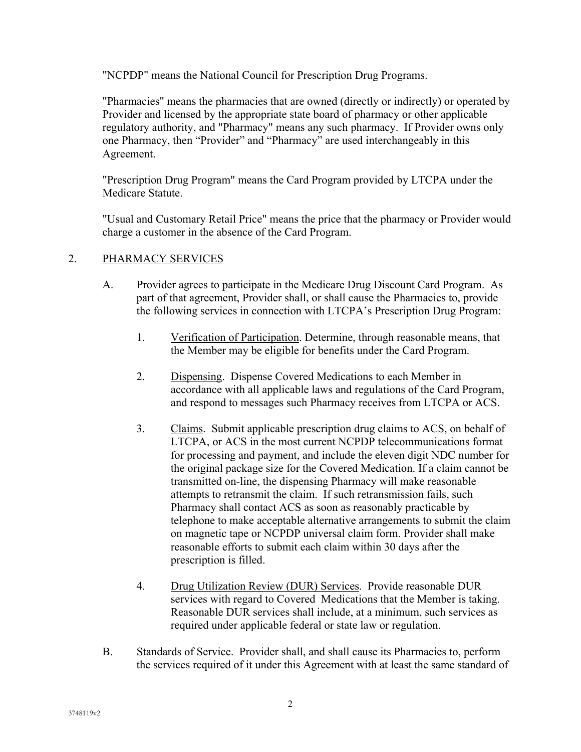"NCPDP" means the National Council for Prescription Drug Programs.

"Pharmacies" means the pharmacies that are owned (directly or indirectly) or operated by Provider and licensed by the appropriate state board of pharmacy or other applicable regulatory authority, and "Pharmacy" means any such pharmacy. If Provider owns only one Pharmacy, then "Provider" and "Pharmacy" are used interchangeably in this Agreement.

"Prescription Drug Program" means the Card Program provided by LTCPA under the Medicare Statute.

"Usual and Customary Retail Price" means the price that the pharmacy or Provider would charge a customer in the absence of the Card Program.

2. PHARMACY SERVICES

A. Provider agrees to participate in the Medicare Drug Discount Card Program. As part of that agreement, Provider shall, or shall cause the Pharmacies to, provide the following services in connection with LTCPA's Prescription Drug Program:

1. Verification of Participation. Determine, through reasonable means, that the Member may be eligible for benefits under the Card Program.

2. Dispensing. Dispense Covered Medications to each Member in accordance with all applicable laws and regulations of the Card Program, and respond to messages such Pharmacy receives from LTCPA or ACS.

3. Claims. Submit applicable prescription drug claims to ACS, on behalf of LTCPA, or ACS in the most current NCPDP telecommunications format for processing and payment, and include the eleven digit NDC number for the original package size for the Covered Medication. If a claim cannot be transmitted on-line, the dispensing Pharmacy will make reasonable attempts to retransmit the claim. If such retransmission fails, such Pharmacy shall contact ACS as soon as reasonably practicable by telephone to make acceptable alternative arrangements to submit the claim on magnetic tape or NCPDP universal claim form. Provider shall make reasonable efforts to submit each claim within 30 days after the prescription is filled.

4. Drug Utilization Review (DUR) Services. Provide reasonable DUR services with regard to Covered Medications that the Member is taking. Reasonable DUR services shall include, at a minimum, such services as required under applicable federal or state law or regulation.

B. Standards of Service. Provider shall, and shall cause its Pharmacies to, perform the services required of it under this Agreement with at least the same standard of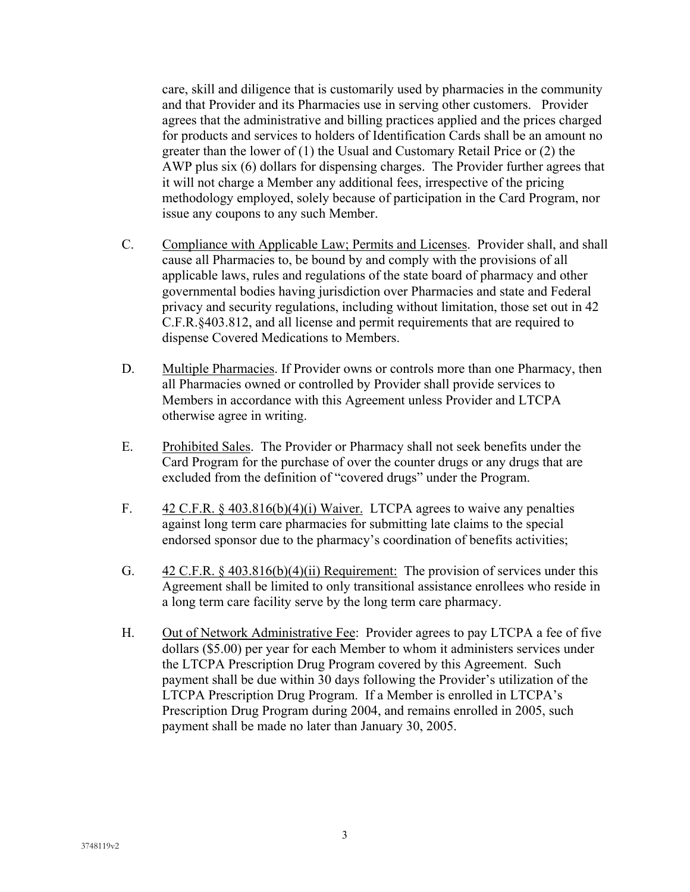care, skill and diligence that is customarily used by pharmacies in the community and that Provider and its Pharmacies use in serving other customers. Provider agrees that the administrative and billing practices applied and the prices charged for products and services to holders of Identification Cards shall be an amount no greater than the lower of (1) the Usual and Customary Retail Price or (2) the AWP plus six (6) dollars for dispensing charges. The Provider further agrees that it will not charge a Member any additional fees, irrespective of the pricing methodology employed, solely because of participation in the Card Program, nor issue any coupons to any such Member.

C. Compliance with Applicable Law; Permits and Licenses. Provider shall, and shall cause all Pharmacies to, be bound by and comply with the provisions of all applicable laws, rules and regulations of the state board of pharmacy and other governmental bodies having jurisdiction over Pharmacies and state and Federal privacy and security regulations, including without limitation, those set out in 42 C.F.R.§403.812, and all license and permit requirements that are required to dispense Covered Medications to Members.

D. Multiple Pharmacies. If Provider owns or controls more than one Pharmacy, then all Pharmacies owned or controlled by Provider shall provide services to Members in accordance with this Agreement unless Provider and LTCPA otherwise agree in writing.

E. Prohibited Sales. The Provider or Pharmacy shall not seek benefits under the Card Program for the purchase of over the counter drugs or any drugs that are excluded from the definition of "covered drugs" under the Program.

F. 42 C.F.R. § 403.816(b)(4)(i) Waiver. LTCPA agrees to waive any penalties against long term care pharmacies for submitting late claims to the special endorsed sponsor due to the pharmacy's coordination of benefits activities;

G. 42 C.F.R. § 403.816(b)(4)(ii) Requirement: The provision of services under this Agreement shall be limited to only transitional assistance enrollees who reside in a long term care facility serve by the long term care pharmacy.

H. Out of Network Administrative Fee: Provider agrees to pay LTCPA a fee of five dollars ($5.00) per year for each Member to whom it administers services under the LTCPA Prescription Drug Program covered by this Agreement. Such payment shall be due within 30 days following the Provider's utilization of the LTCPA Prescription Drug Program. If a Member is enrolled in LTCPA's Prescription Drug Program during 2004, and remains enrolled in 2005, such payment shall be made no later than January 30, 2005.

3748119v2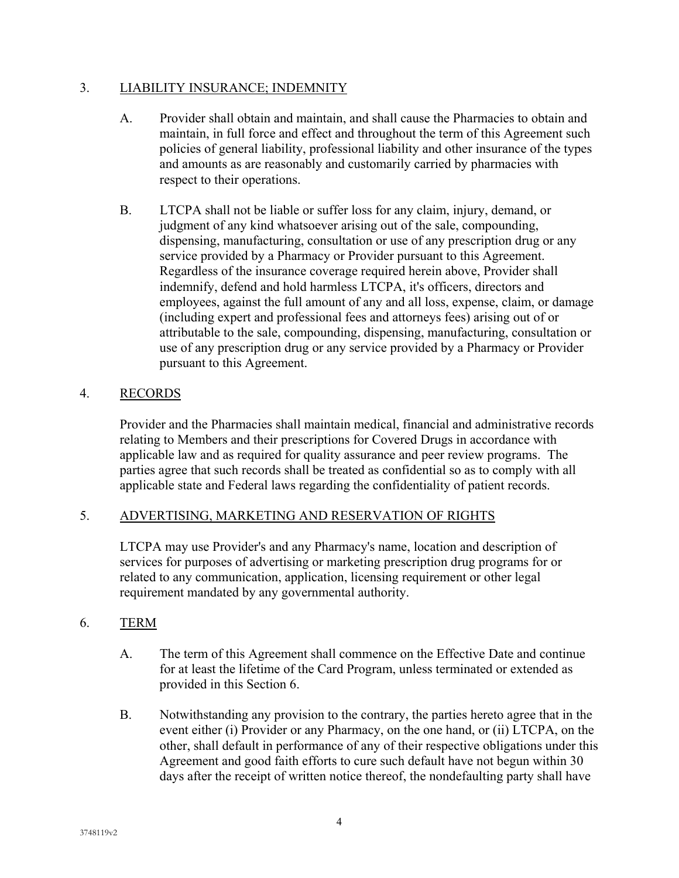3. <u>LIABILITY INSURANCE; INDEMNITY</u>

   A. Provider shall obtain and maintain, and shall cause the Pharmacies to obtain and maintain, in full force and effect and throughout the term of this Agreement such policies of general liability, professional liability and other insurance of the types and amounts as are reasonably and customarily carried by pharmacies with respect to their operations.

   B. LTCPA shall not be liable or suffer loss for any claim, injury, demand, or judgment of any kind whatsoever arising out of the sale, compounding, dispensing, manufacturing, consultation or use of any prescription drug or any service provided by a Pharmacy or Provider pursuant to this Agreement. Regardless of the insurance coverage required herein above, Provider shall indemnify, defend and hold harmless LTCPA, it's officers, directors and employees, against the full amount of any and all loss, expense, claim, or damage (including expert and professional fees and attorneys fees) arising out of or attributable to the sale, compounding, dispensing, manufacturing, consultation or use of any prescription drug or any service provided by a Pharmacy or Provider pursuant to this Agreement.

4. <u>RECORDS</u>

   Provider and the Pharmacies shall maintain medical, financial and administrative records relating to Members and their prescriptions for Covered Drugs in accordance with applicable law and as required for quality assurance and peer review programs. The parties agree that such records shall be treated as confidential so as to comply with all applicable state and Federal laws regarding the confidentiality of patient records.

5. <u>ADVERTISING, MARKETING AND RESERVATION OF RIGHTS</u>

   LTCPA may use Provider's and any Pharmacy's name, location and description of services for purposes of advertising or marketing prescription drug programs for or related to any communication, application, licensing requirement or other legal requirement mandated by any governmental authority.

6. <u>TERM</u>

   A. The term of this Agreement shall commence on the Effective Date and continue for at least the lifetime of the Card Program, unless terminated or extended as provided in this Section 6.

   B. Notwithstanding any provision to the contrary, the parties hereto agree that in the event either (i) Provider or any Pharmacy, on the one hand, or (ii) LTCPA, on the other, shall default in performance of any of their respective obligations under this Agreement and good faith efforts to cure such default have not begun within 30 days after the receipt of written notice thereof, the nondefaulting party shall have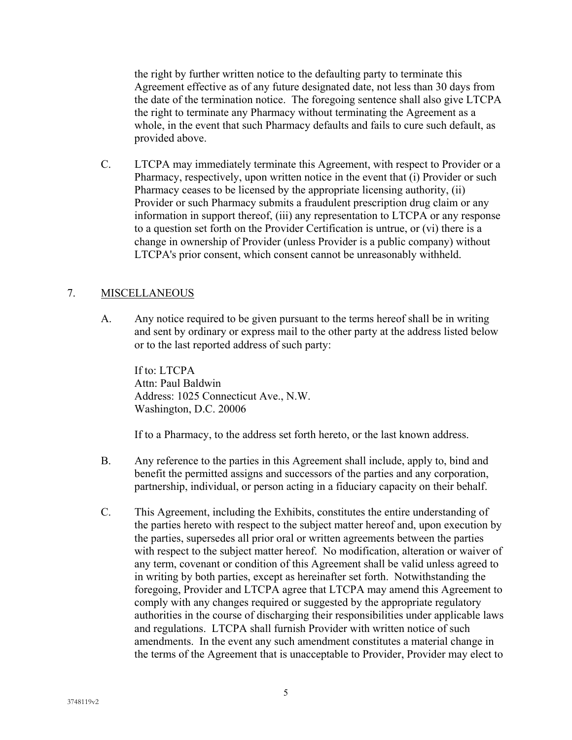the right by further written notice to the defaulting party to terminate this Agreement effective as of any future designated date, not less than 30 days from the date of the termination notice. The foregoing sentence shall also give LTCPA the right to terminate any Pharmacy without terminating the Agreement as a whole, in the event that such Pharmacy defaults and fails to cure such default, as provided above.

C. LTCPA may immediately terminate this Agreement, with respect to Provider or a Pharmacy, respectively, upon written notice in the event that (i) Provider or such Pharmacy ceases to be licensed by the appropriate licensing authority, (ii) Provider or such Pharmacy submits a fraudulent prescription drug claim or any information in support thereof, (iii) any representation to LTCPA or any response to a question set forth on the Provider Certification is untrue, or (vi) there is a change in ownership of Provider (unless Provider is a public company) without LTCPA's prior consent, which consent cannot be unreasonably withheld.

## 7. MISCELLANEOUS

A. Any notice required to be given pursuant to the terms hereof shall be in writing and sent by ordinary or express mail to the other party at the address listed below or to the last reported address of such party:

If to: LTCPA
Attn: Paul Baldwin
Address: 1025 Connecticut Ave., N.W.
Washington, D.C. 20006

If to a Pharmacy, to the address set forth hereto, or the last known address.

B. Any reference to the parties in this Agreement shall include, apply to, bind and benefit the permitted assigns and successors of the parties and any corporation, partnership, individual, or person acting in a fiduciary capacity on their behalf.

C. This Agreement, including the Exhibits, constitutes the entire understanding of the parties hereto with respect to the subject matter hereof and, upon execution by the parties, supersedes all prior oral or written agreements between the parties with respect to the subject matter hereof. No modification, alteration or waiver of any term, covenant or condition of this Agreement shall be valid unless agreed to in writing by both parties, except as hereinafter set forth. Notwithstanding the foregoing, Provider and LTCPA agree that LTCPA may amend this Agreement to comply with any changes required or suggested by the appropriate regulatory authorities in the course of discharging their responsibilities under applicable laws and regulations. LTCPA shall furnish Provider with written notice of such amendments. In the event any such amendment constitutes a material change in the terms of the Agreement that is unacceptable to Provider, Provider may elect to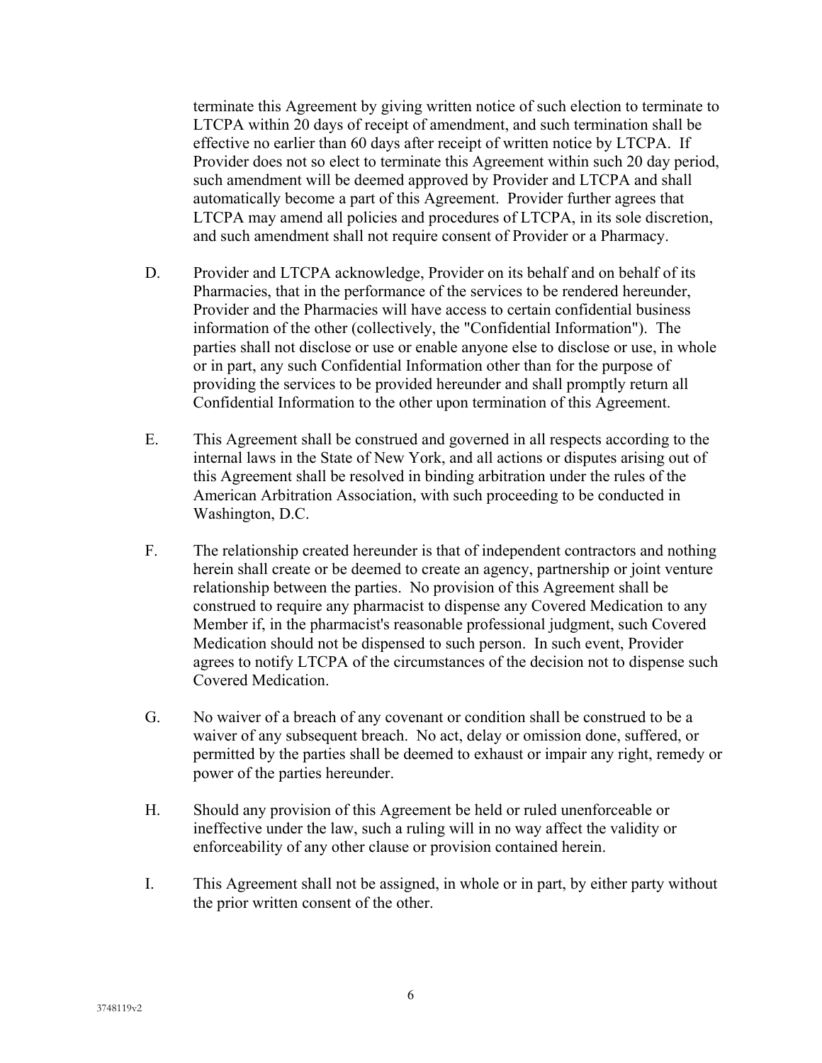terminate this Agreement by giving written notice of such election to terminate to LTCPA within 20 days of receipt of amendment, and such termination shall be effective no earlier than 60 days after receipt of written notice by LTCPA. If Provider does not so elect to terminate this Agreement within such 20 day period, such amendment will be deemed approved by Provider and LTCPA and shall automatically become a part of this Agreement. Provider further agrees that LTCPA may amend all policies and procedures of LTCPA, in its sole discretion, and such amendment shall not require consent of Provider or a Pharmacy.

D. Provider and LTCPA acknowledge, Provider on its behalf and on behalf of its Pharmacies, that in the performance of the services to be rendered hereunder, Provider and the Pharmacies will have access to certain confidential business information of the other (collectively, the "Confidential Information"). The parties shall not disclose or use or enable anyone else to disclose or use, in whole or in part, any such Confidential Information other than for the purpose of providing the services to be provided hereunder and shall promptly return all Confidential Information to the other upon termination of this Agreement.

E. This Agreement shall be construed and governed in all respects according to the internal laws in the State of New York, and all actions or disputes arising out of this Agreement shall be resolved in binding arbitration under the rules of the American Arbitration Association, with such proceeding to be conducted in Washington, D.C.

F. The relationship created hereunder is that of independent contractors and nothing herein shall create or be deemed to create an agency, partnership or joint venture relationship between the parties. No provision of this Agreement shall be construed to require any pharmacist to dispense any Covered Medication to any Member if, in the pharmacist's reasonable professional judgment, such Covered Medication should not be dispensed to such person. In such event, Provider agrees to notify LTCPA of the circumstances of the decision not to dispense such Covered Medication.

G. No waiver of a breach of any covenant or condition shall be construed to be a waiver of any subsequent breach. No act, delay or omission done, suffered, or permitted by the parties shall be deemed to exhaust or impair any right, remedy or power of the parties hereunder.

H. Should any provision of this Agreement be held or ruled unenforceable or ineffective under the law, such a ruling will in no way affect the validity or enforceability of any other clause or provision contained herein.

I. This Agreement shall not be assigned, in whole or in part, by either party without the prior written consent of the other.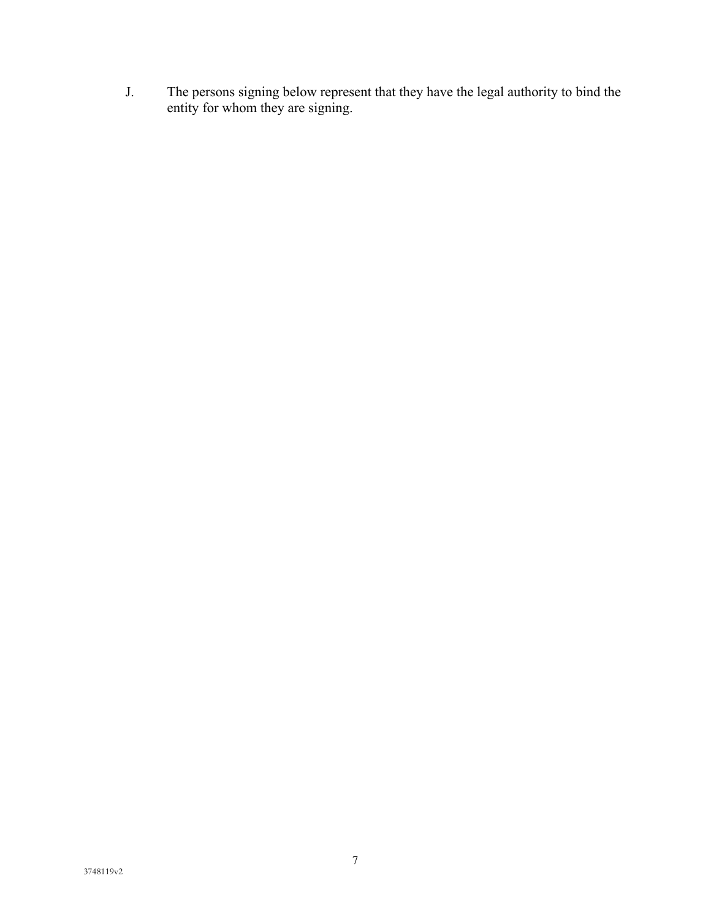J. The persons signing below represent that they have the legal authority to bind the entity for whom they are signing.

3748119v2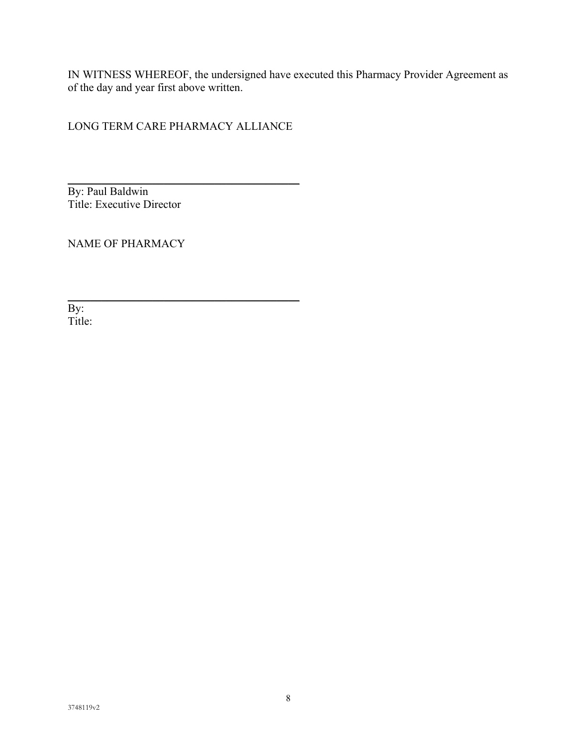IN WITNESS WHEREOF, the undersigned have executed this Pharmacy Provider Agreement as of the day and year first above written.

LONG TERM CARE PHARMACY ALLIANCE

\_\_\_\_\_\_\_\_\_\_\_\_\_\_\_\_\_\_\_\_\_\_\_\_\_\_\_\_\_\_\_\_\_\_\_\_\_\_\_\_

By: Paul Baldwin
Title: Executive Director

NAME OF PHARMACY

\_\_\_\_\_\_\_\_\_\_\_\_\_\_\_\_\_\_\_\_\_\_\_\_\_\_\_\_\_\_\_\_\_\_\_\_\_\_\_\_

By:
Title:

3748119v2